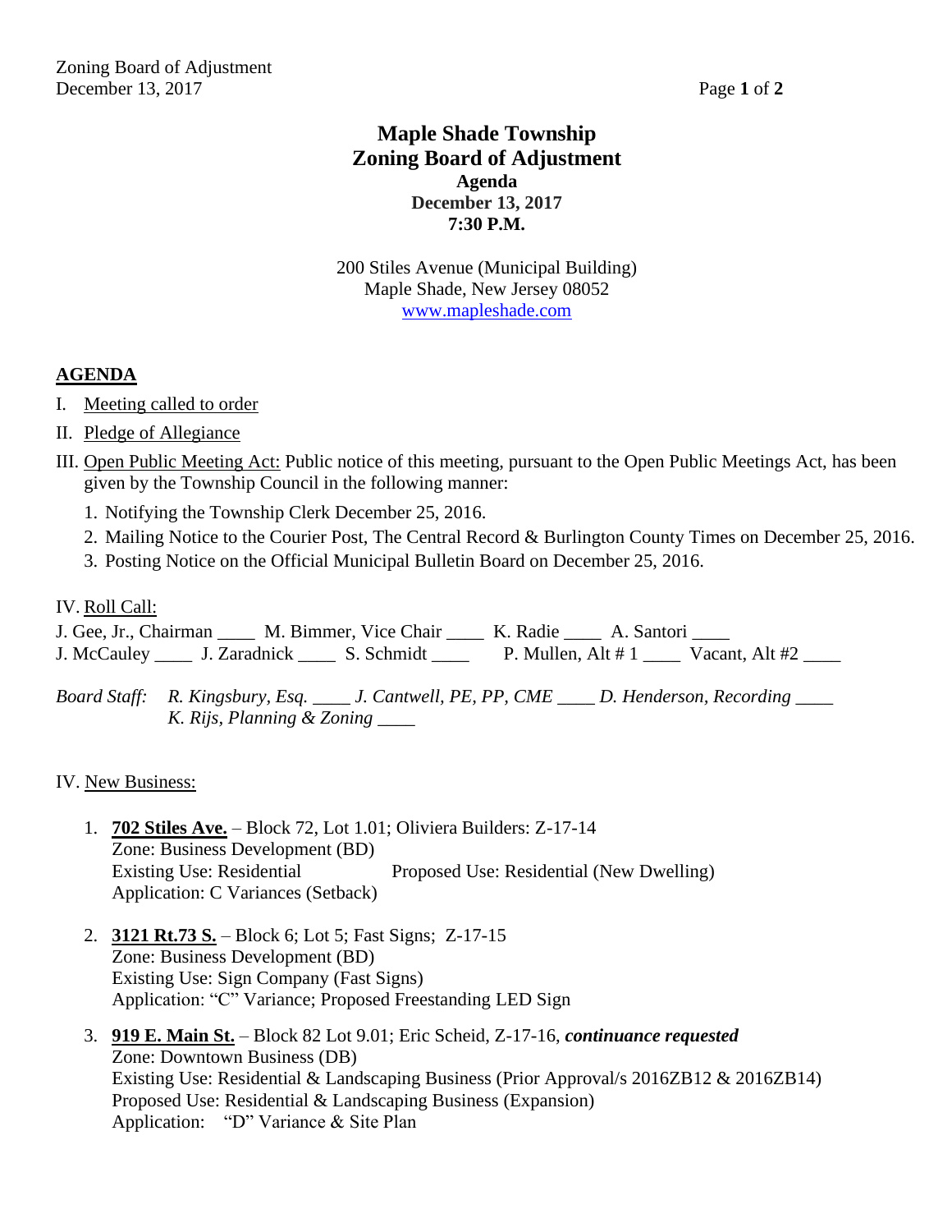# Maple Shade Township
# Zoning Board of Adjustment
**Agenda**
**December 13, 2017**
**7:30 P.M.**

200 Stiles Avenue (Municipal Building)
Maple Shade, New Jersey 08052
www.mapleshade.com

## AGENDA

I. Meeting called to order

II. Pledge of Allegiance

III. Open Public Meeting Act: Public notice of this meeting, pursuant to the Open Public Meetings Act, has been given by the Township Council in the following manner:

1. Notifying the Township Clerk December 25, 2016.
2. Mailing Notice to the Courier Post, The Central Record & Burlington County Times on December 25, 2016.
3. Posting Notice on the Official Municipal Bulletin Board on December 25, 2016.

IV. Roll Call:

J. Gee, Jr., Chairman ____ M. Bimmer, Vice Chair ____ K. Radie ____ A. Santori ____
J. McCauley ____ J. Zaradnick ____ S. Schmidt ____ P. Mullen, Alt # 1 ____ Vacant, Alt #2 ____

*Board Staff: R. Kingsbury, Esq. ____ J. Cantwell, PE, PP, CME ____ D. Henderson, Recording ____*
*K. Rijs, Planning & Zoning ____*

IV. New Business:

1. **702 Stiles Ave.** – Block 72, Lot 1.01; Oliviera Builders: Z-17-14
   Zone: Business Development (BD)
   Existing Use: Residential          Proposed Use: Residential (New Dwelling)
   Application: C Variances (Setback)

2. **3121 Rt.73 S.** – Block 6; Lot 5; Fast Signs; Z-17-15
   Zone: Business Development (BD)
   Existing Use: Sign Company (Fast Signs)
   Application: "C" Variance; Proposed Freestanding LED Sign

3. **919 E. Main St.** – Block 82 Lot 9.01; Eric Scheid, Z-17-16, ***continuance requested***
   Zone: Downtown Business (DB)
   Existing Use: Residential & Landscaping Business (Prior Approval/s 2016ZB12 & 2016ZB14)
   Proposed Use: Residential & Landscaping Business (Expansion)
   Application: "D" Variance & Site Plan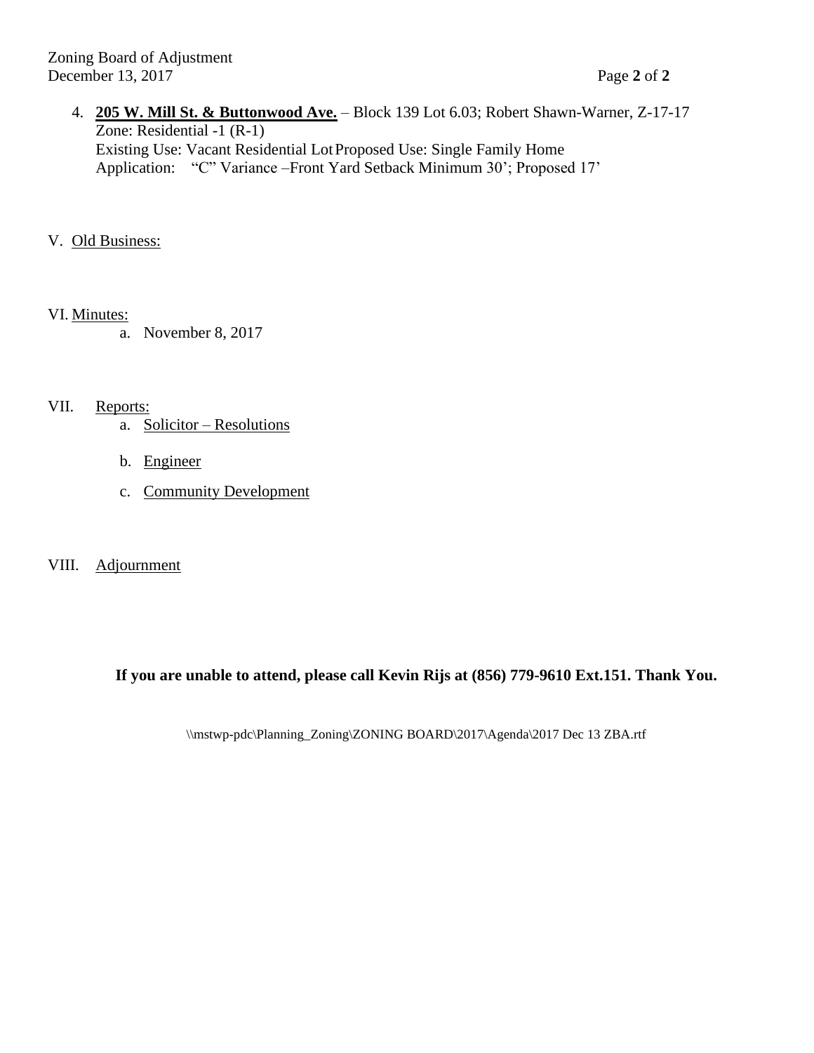4. **205 W. Mill St. & Buttonwood Ave.** – Block 139 Lot 6.03; Robert Shawn-Warner, Z-17-17
   Zone: Residential -1 (R-1)
   Existing Use: Vacant Residential Lot Proposed Use: Single Family Home
   Application: "C" Variance –Front Yard Setback Minimum 30'; Proposed 17'

V. Old Business:

VI. Minutes:

   a. November 8, 2017

VII. Reports:

   a. Solicitor – Resolutions
   b. Engineer
   c. Community Development

VIII. Adjournment

**If you are unable to attend, please call Kevin Rijs at (856) 779-9610 Ext.151. Thank You.**

\\mstwp-pdc\Planning_Zoning\ZONING BOARD\2017\Agenda\2017 Dec 13 ZBA.rtf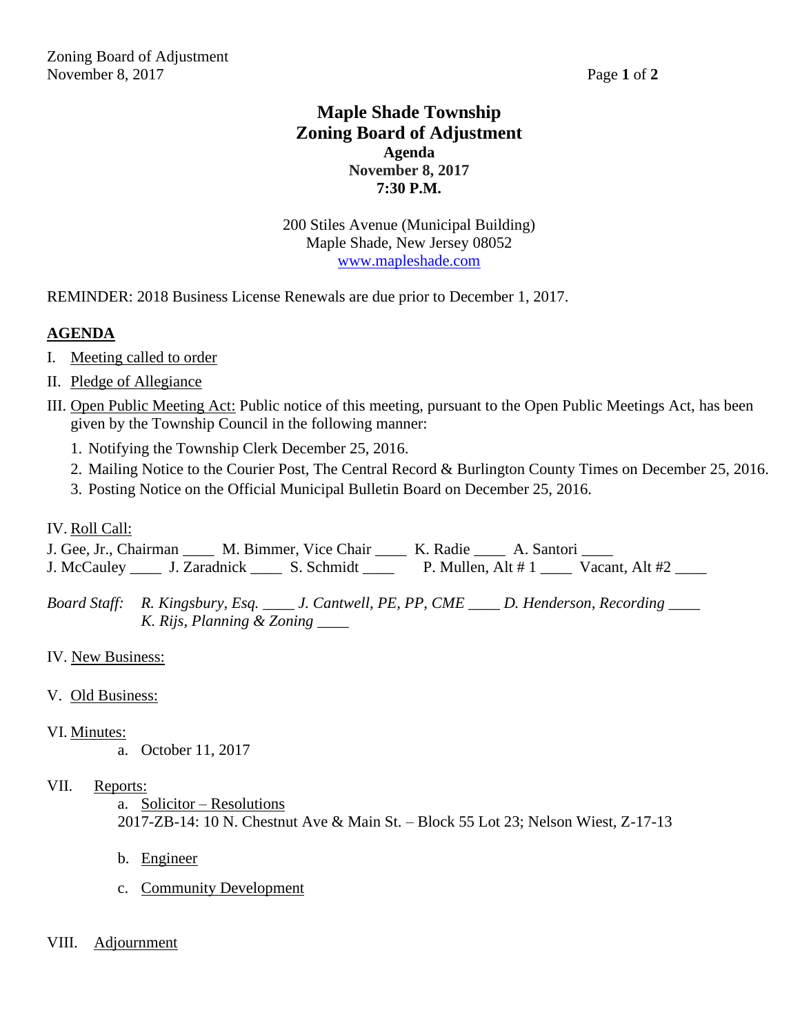# Maple Shade Township
# Zoning Board of Adjustment
### Agenda
### November 8, 2017
### 7:30 P.M.

200 Stiles Avenue (Municipal Building)
Maple Shade, New Jersey 08052
www.mapleshade.com

REMINDER: 2018 Business License Renewals are due prior to December 1, 2017.

## AGENDA

I. Meeting called to order

II. Pledge of Allegiance

III. Open Public Meeting Act: Public notice of this meeting, pursuant to the Open Public Meetings Act, has been given by the Township Council in the following manner:

1. Notifying the Township Clerk December 25, 2016.
2. Mailing Notice to the Courier Post, The Central Record & Burlington County Times on December 25, 2016.
3. Posting Notice on the Official Municipal Bulletin Board on December 25, 2016.

IV. Roll Call:

J. Gee, Jr., Chairman ____ M. Bimmer, Vice Chair ____ K. Radie ____ A. Santori ____
J. McCauley ____ J. Zaradnick ____ S. Schmidt ____ P. Mullen, Alt # 1 ____ Vacant, Alt #2 ____

*Board Staff: R. Kingsbury, Esq. ____ J. Cantwell, PE, PP, CME ____ D. Henderson, Recording ____*
*K. Rijs, Planning & Zoning ____*

IV. New Business:

V. Old Business:

VI. Minutes:

a. October 11, 2017

VII. Reports:

a. Solicitor – Resolutions
2017-ZB-14: 10 N. Chestnut Ave & Main St. – Block 55 Lot 23; Nelson Wiest, Z-17-13

b. Engineer

c. Community Development

VIII. Adjournment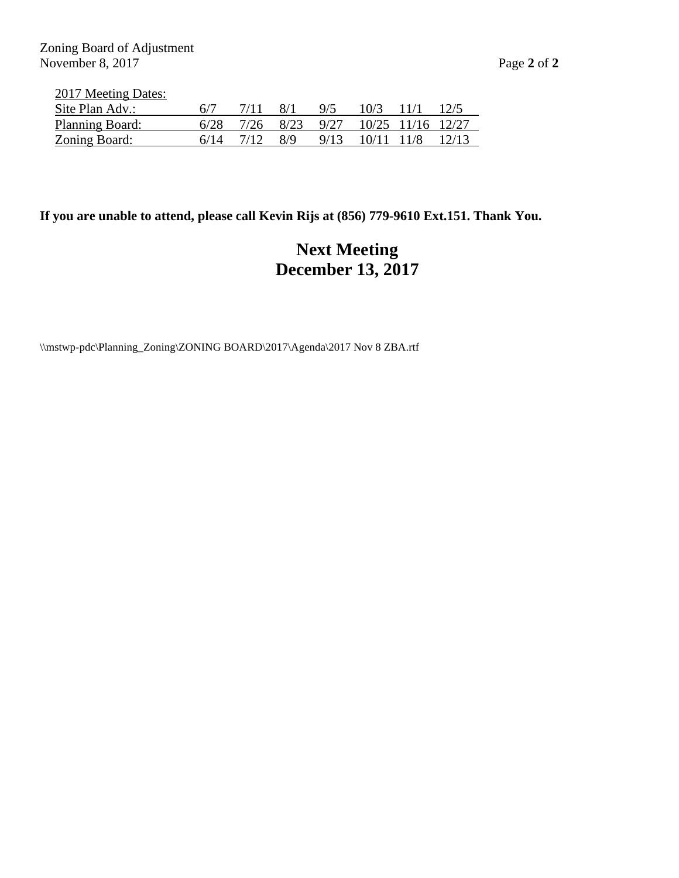2017 Meeting Dates:

| | | | | | | | |
|---|---|---|---|---|---|---|---|
| Site Plan Adv.: | 6/7 | 7/11 | 8/1 | 9/5 | 10/3 | 11/1 | 12/5 |
| Planning Board: | 6/28 | 7/26 | 8/23 | 9/27 | 10/25 | 11/16 | 12/27 |
| Zoning Board: | 6/14 | 7/12 | 8/9 | 9/13 | 10/11 | 11/8 | 12/13 |

**If you are unable to attend, please call Kevin Rijs at (856) 779-9610 Ext.151. Thank You.**

## Next Meeting
## December 13, 2017

\\mstwp-pdc\Planning_Zoning\ZONING BOARD\2017\Agenda\2017 Nov 8 ZBA.rtf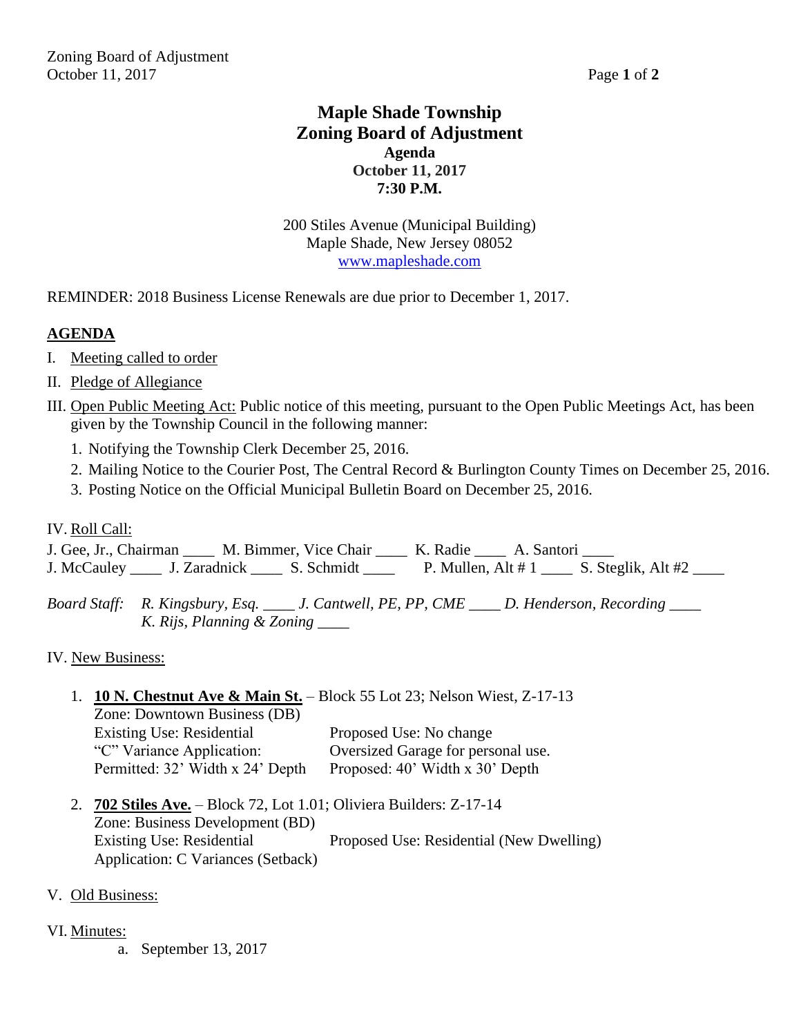# Maple Shade Township
# Zoning Board of Adjustment
## Agenda
## October 11, 2017
## 7:30 P.M.

200 Stiles Avenue (Municipal Building)
Maple Shade, New Jersey 08052
www.mapleshade.com

REMINDER: 2018 Business License Renewals are due prior to December 1, 2017.

## AGENDA

I. Meeting called to order

II. Pledge of Allegiance

III. Open Public Meeting Act: Public notice of this meeting, pursuant to the Open Public Meetings Act, has been given by the Township Council in the following manner:

1. Notifying the Township Clerk December 25, 2016.
2. Mailing Notice to the Courier Post, The Central Record & Burlington County Times on December 25, 2016.
3. Posting Notice on the Official Municipal Bulletin Board on December 25, 2016.

IV. Roll Call:

J. Gee, Jr., Chairman ____ M. Bimmer, Vice Chair ____ K. Radie ____ A. Santori ____
J. McCauley ____ J. Zaradnick ____ S. Schmidt ____ P. Mullen, Alt # 1 ____ S. Steglik, Alt #2 ____

*Board Staff: R. Kingsbury, Esq. ____ J. Cantwell, PE, PP, CME ____ D. Henderson, Recording ____*
*K. Rijs, Planning & Zoning ____*

IV. New Business:

1. **10 N. Chestnut Ave & Main St.** – Block 55 Lot 23; Nelson Wiest, Z-17-13
   Zone: Downtown Business (DB)
   Existing Use: Residential — Proposed Use: No change
   "C" Variance Application: — Oversized Garage for personal use.
   Permitted: 32' Width x 24' Depth — Proposed: 40' Width x 30' Depth

2. **702 Stiles Ave.** – Block 72, Lot 1.01; Oliviera Builders: Z-17-14
   Zone: Business Development (BD)
   Existing Use: Residential — Proposed Use: Residential (New Dwelling)
   Application: C Variances (Setback)

V. Old Business:

VI. Minutes:

a. September 13, 2017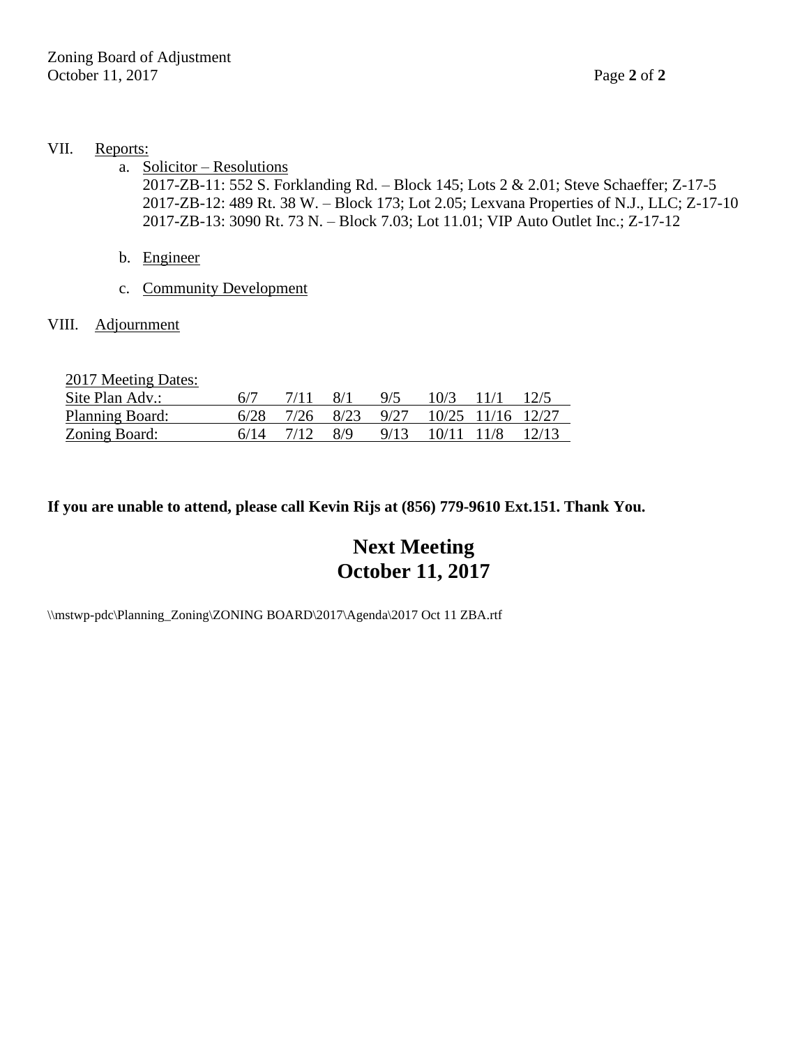VII. Reports:

   a. Solicitor – Resolutions
      2017-ZB-11: 552 S. Forklanding Rd. – Block 145; Lots 2 & 2.01; Steve Schaeffer; Z-17-5
      2017-ZB-12: 489 Rt. 38 W. – Block 173; Lot 2.05; Lexvana Properties of N.J., LLC; Z-17-10
      2017-ZB-13: 3090 Rt. 73 N. – Block 7.03; Lot 11.01; VIP Auto Outlet Inc.; Z-17-12

   b. Engineer

   c. Community Development

VIII. Adjournment

| 2017 Meeting Dates: | | | | | | | |
|---|---|---|---|---|---|---|---|
| Site Plan Adv.: | 6/7 | 7/11 | 8/1 | 9/5 | 10/3 | 11/1 | 12/5 |
| Planning Board: | 6/28 | 7/26 | 8/23 | 9/27 | 10/25 | 11/16 | 12/27 |
| Zoning Board: | 6/14 | 7/12 | 8/9 | 9/13 | 10/11 | 11/8 | 12/13 |

**If you are unable to attend, please call Kevin Rijs at (856) 779-9610 Ext.151. Thank You.**

**Next Meeting**
**October 11, 2017**

\\mstwp-pdc\Planning_Zoning\ZONING BOARD\2017\Agenda\2017 Oct 11 ZBA.rtf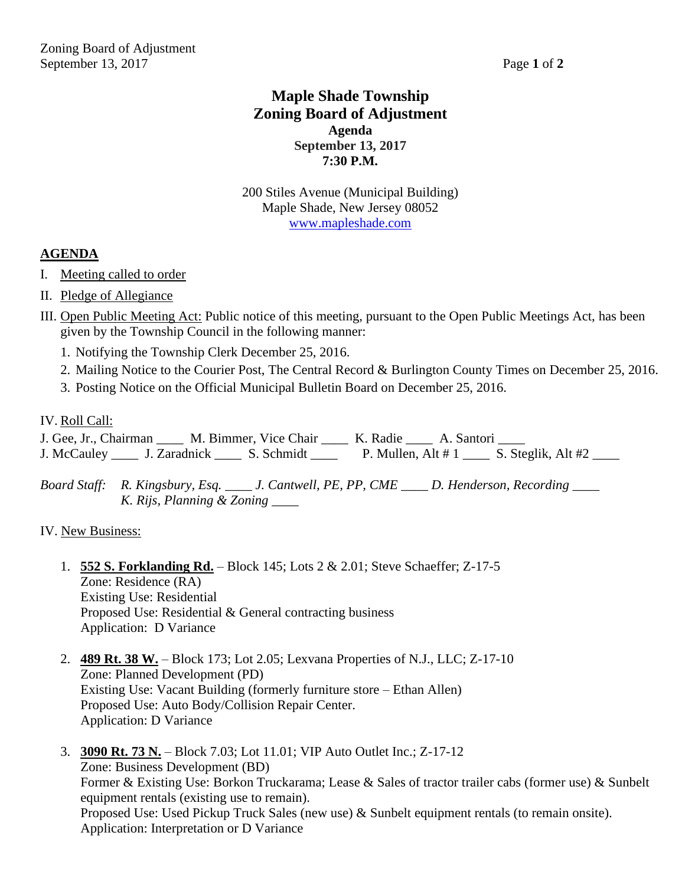# Maple Shade Township
## Zoning Board of Adjustment
### Agenda
### September 13, 2017
### 7:30 P.M.

200 Stiles Avenue (Municipal Building)
Maple Shade, New Jersey 08052
www.mapleshade.com

## AGENDA

I. Meeting called to order

II. Pledge of Allegiance

III. Open Public Meeting Act: Public notice of this meeting, pursuant to the Open Public Meetings Act, has been given by the Township Council in the following manner:

1. Notifying the Township Clerk December 25, 2016.
2. Mailing Notice to the Courier Post, The Central Record & Burlington County Times on December 25, 2016.
3. Posting Notice on the Official Municipal Bulletin Board on December 25, 2016.

IV. Roll Call:

J. Gee, Jr., Chairman ____ M. Bimmer, Vice Chair ____ K. Radie ____ A. Santori ____
J. McCauley ____ J. Zaradnick ____ S. Schmidt ____ P. Mullen, Alt # 1 ____ S. Steglik, Alt #2 ____

*Board Staff: R. Kingsbury, Esq. ____ J. Cantwell, PE, PP, CME ____ D. Henderson, Recording ____ K. Rijs, Planning & Zoning ____*

IV. New Business:

1. **552 S. Forklanding Rd.** – Block 145; Lots 2 & 2.01; Steve Schaeffer; Z-17-5
   Zone: Residence (RA)
   Existing Use: Residential
   Proposed Use: Residential & General contracting business
   Application: D Variance

2. **489 Rt. 38 W.** – Block 173; Lot 2.05; Lexvana Properties of N.J., LLC; Z-17-10
   Zone: Planned Development (PD)
   Existing Use: Vacant Building (formerly furniture store – Ethan Allen)
   Proposed Use: Auto Body/Collision Repair Center.
   Application: D Variance

3. **3090 Rt. 73 N.** – Block 7.03; Lot 11.01; VIP Auto Outlet Inc.; Z-17-12
   Zone: Business Development (BD)
   Former & Existing Use: Borkon Truckarama; Lease & Sales of tractor trailer cabs (former use) & Sunbelt equipment rentals (existing use to remain).
   Proposed Use: Used Pickup Truck Sales (new use) & Sunbelt equipment rentals (to remain onsite).
   Application: Interpretation or D Variance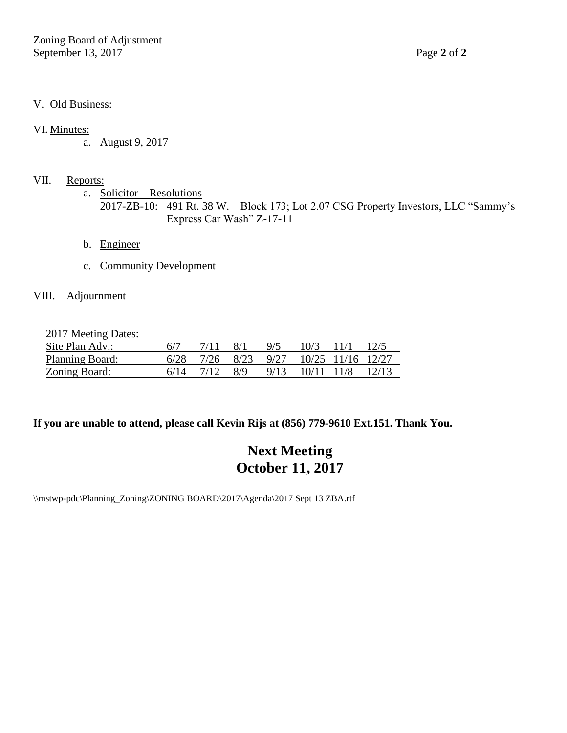V. Old Business:

VI. Minutes:

a. August 9, 2017

VII. Reports:

a. Solicitor – Resolutions

2017-ZB-10: 491 Rt. 38 W. – Block 173; Lot 2.07 CSG Property Investors, LLC "Sammy's Express Car Wash" Z-17-11

b. Engineer

c. Community Development

VIII. Adjournment

| 2017 Meeting Dates: | | | | | | | |
|---|---|---|---|---|---|---|---|
| Site Plan Adv.: | 6/7 | 7/11 | 8/1 | 9/5 | 10/3 | 11/1 | 12/5 |
| Planning Board: | 6/28 | 7/26 | 8/23 | 9/27 | 10/25 | 11/16 | 12/27 |
| Zoning Board: | 6/14 | 7/12 | 8/9 | 9/13 | 10/11 | 11/8 | 12/13 |

**If you are unable to attend, please call Kevin Rijs at (856) 779-9610 Ext.151. Thank You.**

# Next Meeting
# October 11, 2017

\\mstwp-pdc\Planning_Zoning\ZONING BOARD\2017\Agenda\2017 Sept 13 ZBA.rtf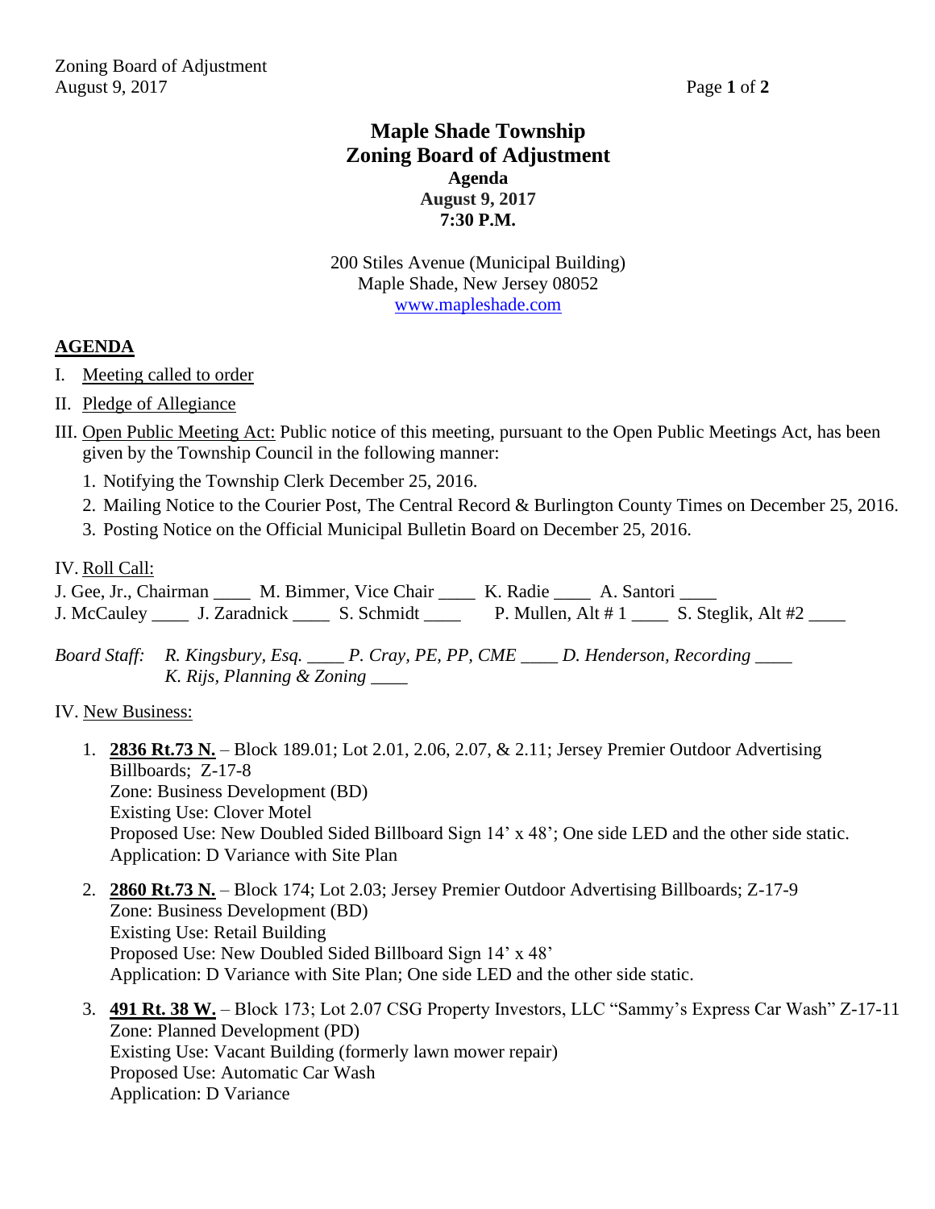# Maple Shade Township
# Zoning Board of Adjustment
### Agenda
### August 9, 2017
### 7:30 P.M.

200 Stiles Avenue (Municipal Building)
Maple Shade, New Jersey 08052
www.mapleshade.com

## AGENDA

I. Meeting called to order

II. Pledge of Allegiance

III. Open Public Meeting Act: Public notice of this meeting, pursuant to the Open Public Meetings Act, has been given by the Township Council in the following manner:

1. Notifying the Township Clerk December 25, 2016.
2. Mailing Notice to the Courier Post, The Central Record & Burlington County Times on December 25, 2016.
3. Posting Notice on the Official Municipal Bulletin Board on December 25, 2016.

IV. Roll Call:

J. Gee, Jr., Chairman ____ M. Bimmer, Vice Chair ____ K. Radie ____ A. Santori ____
J. McCauley ____ J. Zaradnick ____ S. Schmidt ____ P. Mullen, Alt # 1 ____ S. Steglik, Alt #2 ____

*Board Staff: R. Kingsbury, Esq. ____ P. Cray, PE, PP, CME ____ D. Henderson, Recording ____*
*K. Rijs, Planning & Zoning ____*

IV. New Business:

1. **2836 Rt.73 N.** – Block 189.01; Lot 2.01, 2.06, 2.07, & 2.11; Jersey Premier Outdoor Advertising Billboards; Z-17-8
   Zone: Business Development (BD)
   Existing Use: Clover Motel
   Proposed Use: New Doubled Sided Billboard Sign 14' x 48'; One side LED and the other side static.
   Application: D Variance with Site Plan

2. **2860 Rt.73 N.** – Block 174; Lot 2.03; Jersey Premier Outdoor Advertising Billboards; Z-17-9
   Zone: Business Development (BD)
   Existing Use: Retail Building
   Proposed Use: New Doubled Sided Billboard Sign 14' x 48'
   Application: D Variance with Site Plan; One side LED and the other side static.

3. **491 Rt. 38 W.** – Block 173; Lot 2.07 CSG Property Investors, LLC "Sammy's Express Car Wash" Z-17-11
   Zone: Planned Development (PD)
   Existing Use: Vacant Building (formerly lawn mower repair)
   Proposed Use: Automatic Car Wash
   Application: D Variance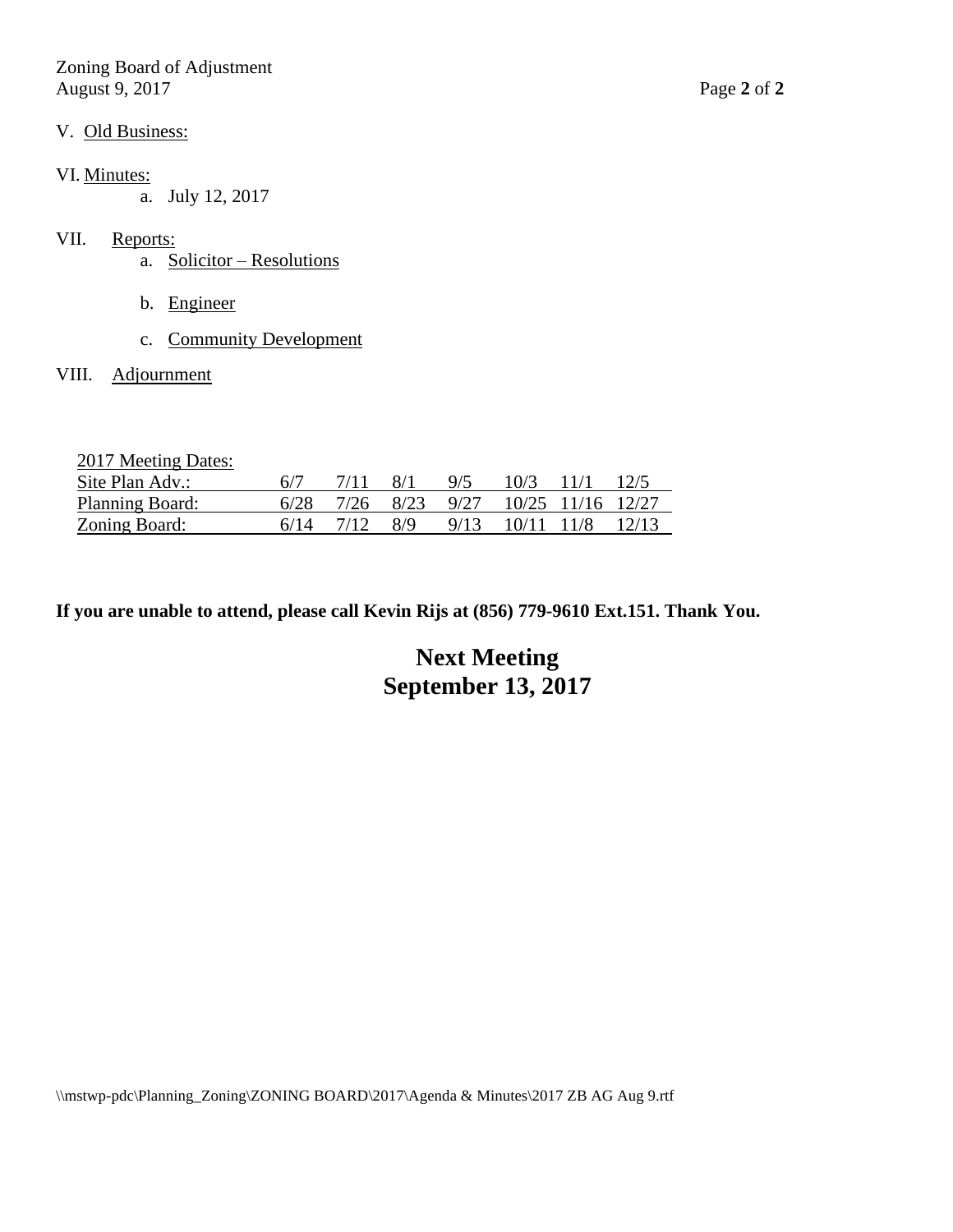V. Old Business:

VI. Minutes:

a. July 12, 2017

VII. Reports:

a. Solicitor – Resolutions

b. Engineer

c. Community Development

VIII. Adjournment

| 2017 Meeting Dates: | | | | | | | |
|---|---|---|---|---|---|---|---|
| Site Plan Adv.: | 6/7 | 7/11 | 8/1 | 9/5 | 10/3 | 11/1 | 12/5 |
| Planning Board: | 6/28 | 7/26 | 8/23 | 9/27 | 10/25 | 11/16 | 12/27 |
| Zoning Board: | 6/14 | 7/12 | 8/9 | 9/13 | 10/11 | 11/8 | 12/13 |

**If you are unable to attend, please call Kevin Rijs at (856) 779-9610 Ext.151. Thank You.**

**Next Meeting**
**September 13, 2017**

\\mstwp-pdc\Planning_Zoning\ZONING BOARD\2017\Agenda & Minutes\2017 ZB AG Aug 9.rtf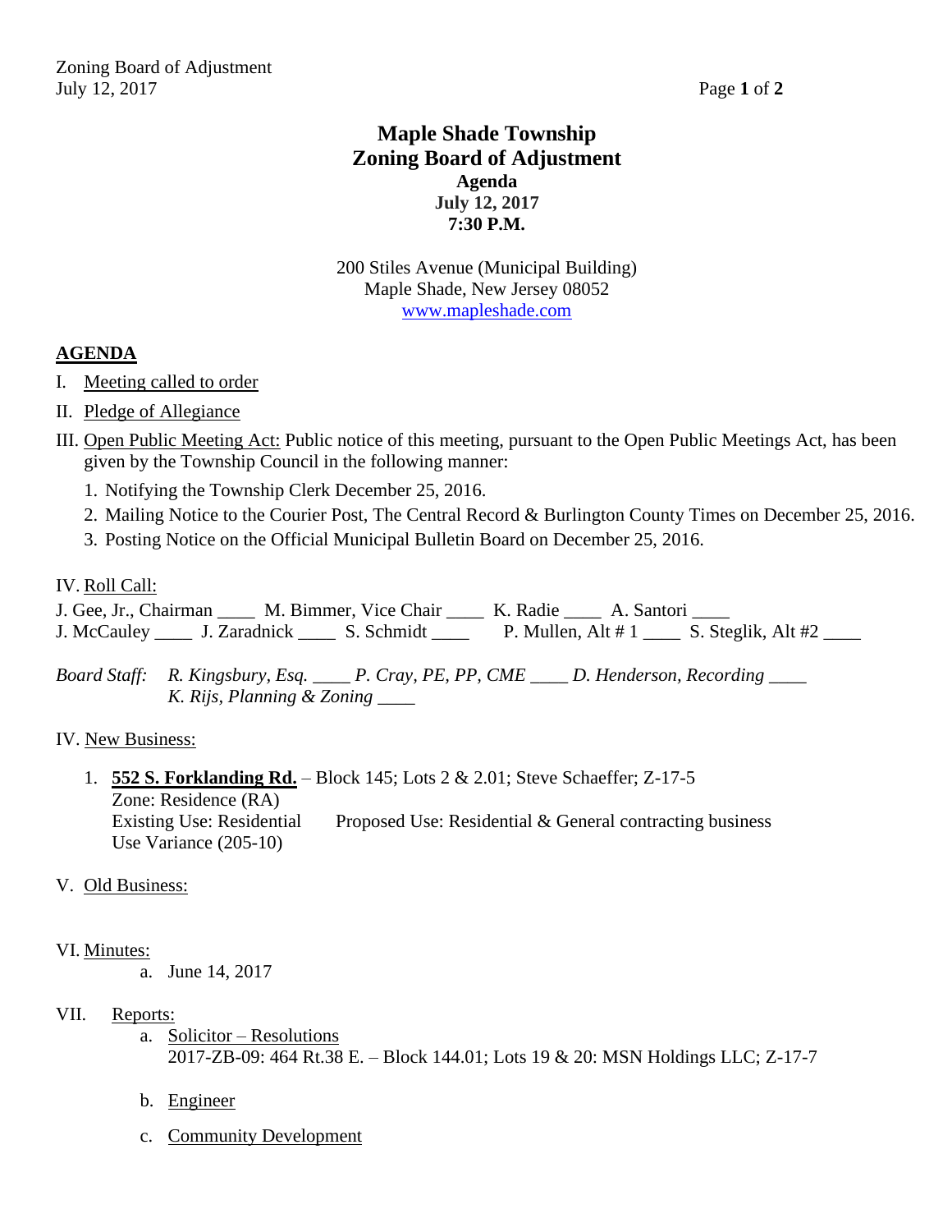# Maple Shade Township
# Zoning Board of Adjustment

**Agenda**
**July 12, 2017**
**7:30 P.M.**

200 Stiles Avenue (Municipal Building)
Maple Shade, New Jersey 08052
www.mapleshade.com

## AGENDA

I. Meeting called to order

II. Pledge of Allegiance

III. Open Public Meeting Act: Public notice of this meeting, pursuant to the Open Public Meetings Act, has been given by the Township Council in the following manner:

1. Notifying the Township Clerk December 25, 2016.
2. Mailing Notice to the Courier Post, The Central Record & Burlington County Times on December 25, 2016.
3. Posting Notice on the Official Municipal Bulletin Board on December 25, 2016.

IV. Roll Call:

J. Gee, Jr., Chairman ____ M. Bimmer, Vice Chair ____ K. Radie ____ A. Santori ____
J. McCauley ____ J. Zaradnick ____ S. Schmidt ____ P. Mullen, Alt # 1 ____ S. Steglik, Alt #2 ____

*Board Staff: R. Kingsbury, Esq. ____ P. Cray, PE, PP, CME ____ D. Henderson, Recording ____*
*K. Rijs, Planning & Zoning ____*

IV. New Business:

1. **552 S. Forklanding Rd.** – Block 145; Lots 2 & 2.01; Steve Schaeffer; Z-17-5
   Zone: Residence (RA)
   Existing Use: Residential    Proposed Use: Residential & General contracting business
   Use Variance (205-10)

V. Old Business:

VI. Minutes:

a. June 14, 2017

VII. Reports:

a. Solicitor – Resolutions
   2017-ZB-09: 464 Rt.38 E. – Block 144.01; Lots 19 & 20: MSN Holdings LLC; Z-17-7

b. Engineer

c. Community Development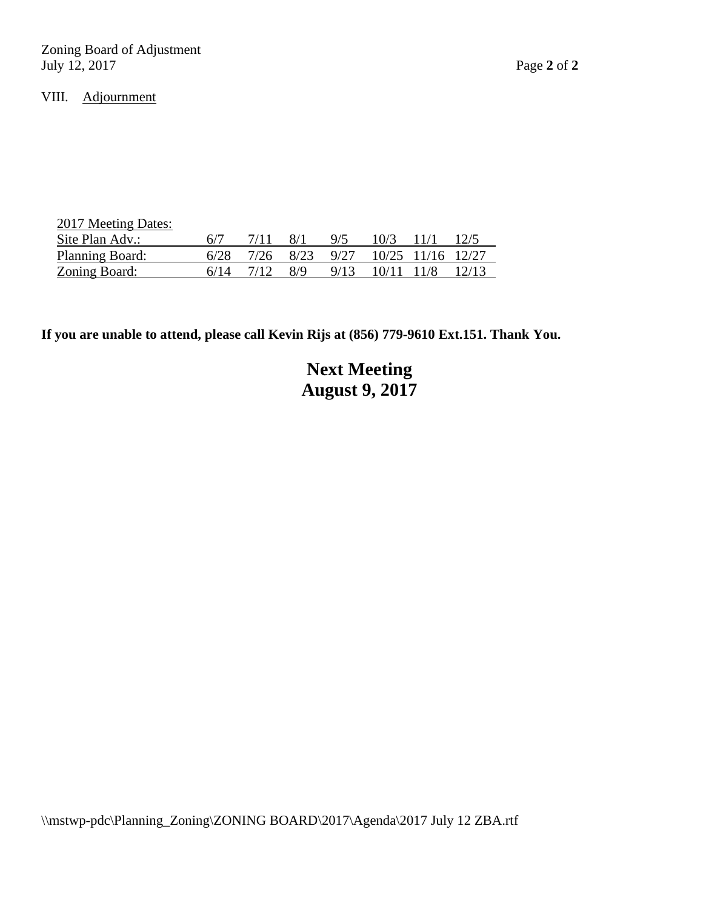VIII. Adjournment

2017 Meeting Dates:

| | | | | | | | |
|---|---|---|---|---|---|---|---|
| Site Plan Adv.: | 6/7 | 7/11 | 8/1 | 9/5 | 10/3 | 11/1 | 12/5 |
| Planning Board: | 6/28 | 7/26 | 8/23 | 9/27 | 10/25 | 11/16 | 12/27 |
| Zoning Board: | 6/14 | 7/12 | 8/9 | 9/13 | 10/11 | 11/8 | 12/13 |

**If you are unable to attend, please call Kevin Rijs at (856) 779-9610 Ext.151. Thank You.**

**Next Meeting**
**August 9, 2017**

\\mstwp-pdc\Planning_Zoning\ZONING BOARD\2017\Agenda\2017 July 12 ZBA.rtf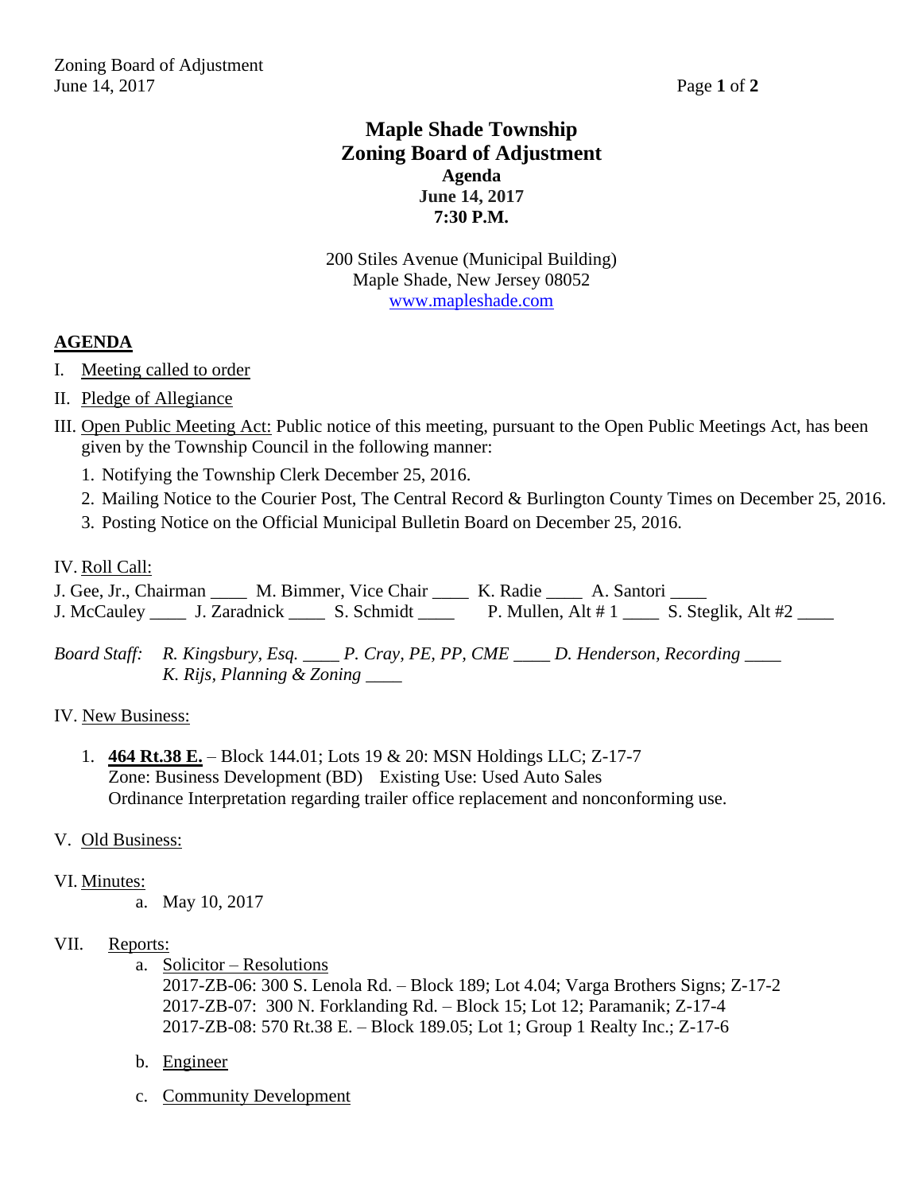# Maple Shade Township
# Zoning Board of Adjustment
### Agenda
### June 14, 2017
### 7:30 P.M.

200 Stiles Avenue (Municipal Building)
Maple Shade, New Jersey 08052
www.mapleshade.com

## AGENDA

I. Meeting called to order

II. Pledge of Allegiance

III. Open Public Meeting Act: Public notice of this meeting, pursuant to the Open Public Meetings Act, has been given by the Township Council in the following manner:

1. Notifying the Township Clerk December 25, 2016.
2. Mailing Notice to the Courier Post, The Central Record & Burlington County Times on December 25, 2016.
3. Posting Notice on the Official Municipal Bulletin Board on December 25, 2016.

IV. Roll Call:

J. Gee, Jr., Chairman ____ M. Bimmer, Vice Chair ____ K. Radie ____ A. Santori ____
J. McCauley ____ J. Zaradnick ____ S. Schmidt ____ P. Mullen, Alt # 1 ____ S. Steglik, Alt #2 ____

*Board Staff: R. Kingsbury, Esq. ____ P. Cray, PE, PP, CME ____ D. Henderson, Recording ____*
*K. Rijs, Planning & Zoning ____*

IV. New Business:

1. **464 Rt.38 E.** – Block 144.01; Lots 19 & 20: MSN Holdings LLC; Z-17-7
   Zone: Business Development (BD) Existing Use: Used Auto Sales
   Ordinance Interpretation regarding trailer office replacement and nonconforming use.

V. Old Business:

VI. Minutes:

a. May 10, 2017

VII. Reports:

a. Solicitor – Resolutions
   2017-ZB-06: 300 S. Lenola Rd. – Block 189; Lot 4.04; Varga Brothers Signs; Z-17-2
   2017-ZB-07: 300 N. Forklanding Rd. – Block 15; Lot 12; Paramanik; Z-17-4
   2017-ZB-08: 570 Rt.38 E. – Block 189.05; Lot 1; Group 1 Realty Inc.; Z-17-6

b. Engineer

c. Community Development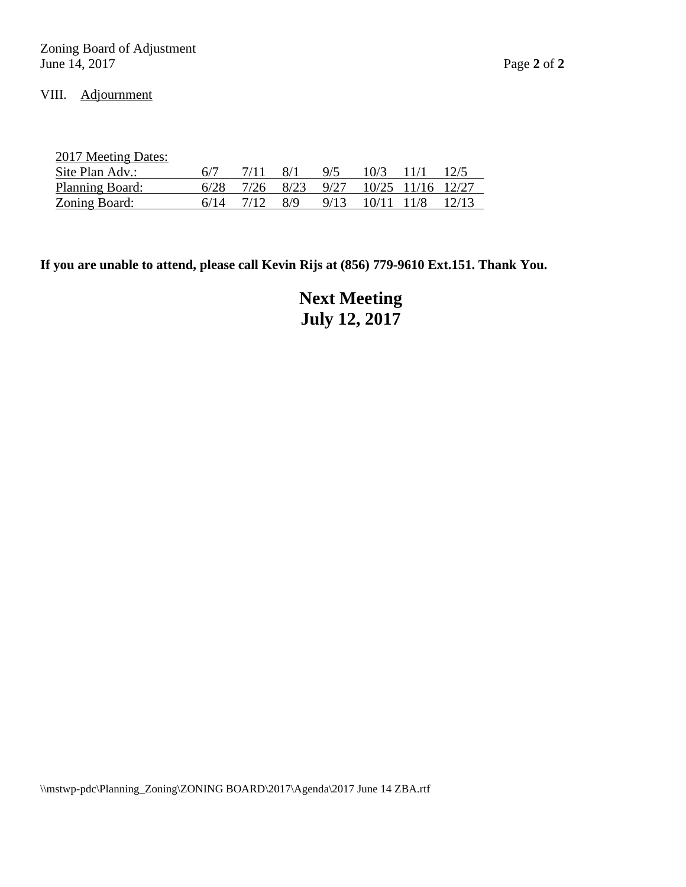VIII. Adjournment

2017 Meeting Dates:

| | | | | | | | |
|---|---|---|---|---|---|---|---|
| Site Plan Adv.: | 6/7 | 7/11 | 8/1 | 9/5 | 10/3 | 11/1 | 12/5 |
| Planning Board: | 6/28 | 7/26 | 8/23 | 9/27 | 10/25 | 11/16 | 12/27 |
| Zoning Board: | 6/14 | 7/12 | 8/9 | 9/13 | 10/11 | 11/8 | 12/13 |

**If you are unable to attend, please call Kevin Rijs at (856) 779-9610 Ext.151. Thank You.**

**Next Meeting**
**July 12, 2017**

\\mstwp-pdc\Planning_Zoning\ZONING BOARD\2017\Agenda\2017 June 14 ZBA.rtf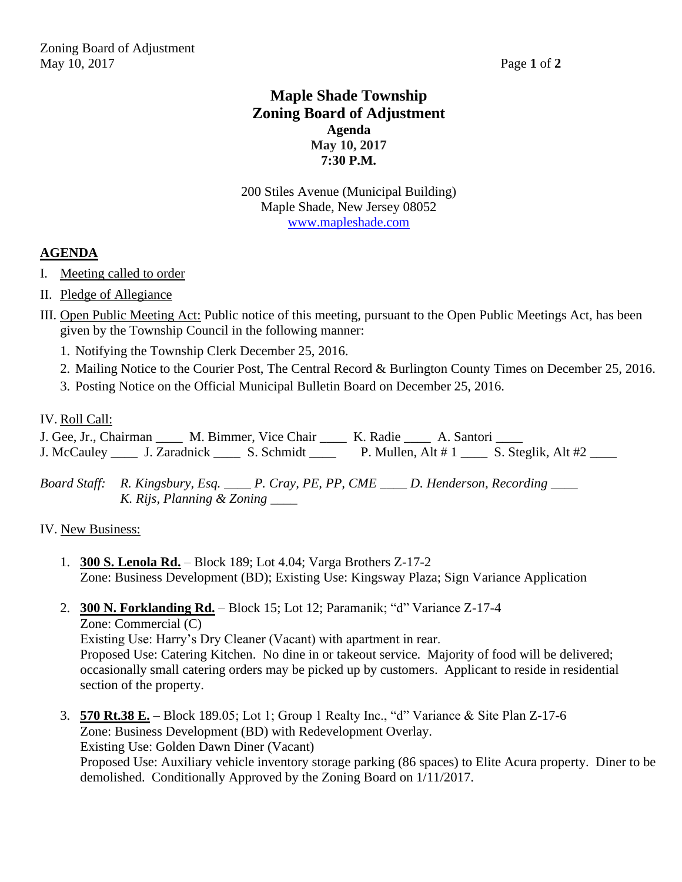# Maple Shade Township
# Zoning Board of Adjustment
## Agenda
## May 10, 2017
## 7:30 P.M.

200 Stiles Avenue (Municipal Building)
Maple Shade, New Jersey 08052
www.mapleshade.com

## AGENDA

I. Meeting called to order

II. Pledge of Allegiance

III. Open Public Meeting Act: Public notice of this meeting, pursuant to the Open Public Meetings Act, has been given by the Township Council in the following manner:

1. Notifying the Township Clerk December 25, 2016.
2. Mailing Notice to the Courier Post, The Central Record & Burlington County Times on December 25, 2016.
3. Posting Notice on the Official Municipal Bulletin Board on December 25, 2016.

IV. Roll Call:

J. Gee, Jr., Chairman ____ M. Bimmer, Vice Chair ____ K. Radie ____ A. Santori ____
J. McCauley ____ J. Zaradnick ____ S. Schmidt ____ P. Mullen, Alt # 1 ____ S. Steglik, Alt #2 ____

*Board Staff: R. Kingsbury, Esq. ____ P. Cray, PE, PP, CME ____ D. Henderson, Recording ____*
*K. Rijs, Planning & Zoning ____*

IV. New Business:

1. **300 S. Lenola Rd.** – Block 189; Lot 4.04; Varga Brothers Z-17-2
   Zone: Business Development (BD); Existing Use: Kingsway Plaza; Sign Variance Application

2. **300 N. Forklanding Rd.** – Block 15; Lot 12; Paramanik; "d" Variance Z-17-4
   Zone: Commercial (C)
   Existing Use: Harry's Dry Cleaner (Vacant) with apartment in rear.
   Proposed Use: Catering Kitchen. No dine in or takeout service. Majority of food will be delivered; occasionally small catering orders may be picked up by customers. Applicant to reside in residential section of the property.

3. **570 Rt.38 E.** – Block 189.05; Lot 1; Group 1 Realty Inc., "d" Variance & Site Plan Z-17-6
   Zone: Business Development (BD) with Redevelopment Overlay.
   Existing Use: Golden Dawn Diner (Vacant)
   Proposed Use: Auxiliary vehicle inventory storage parking (86 spaces) to Elite Acura property. Diner to be demolished. Conditionally Approved by the Zoning Board on 1/11/2017.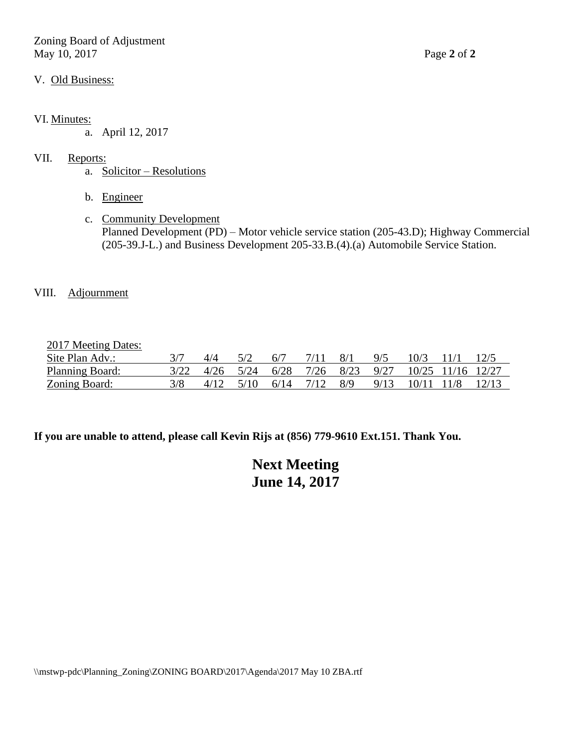V. Old Business:

VI. Minutes:

a. April 12, 2017

VII. Reports:

a. Solicitor – Resolutions

b. Engineer

c. Community Development
Planned Development (PD) – Motor vehicle service station (205-43.D); Highway Commercial (205-39.J-L.) and Business Development 205-33.B.(4).(a) Automobile Service Station.

VIII. Adjournment

| 2017 Meeting Dates: | | | | | | | | | | |
|---|---|---|---|---|---|---|---|---|---|---|
| Site Plan Adv.: | 3/7 | 4/4 | 5/2 | 6/7 | 7/11 | 8/1 | 9/5 | 10/3 | 11/1 | 12/5 |
| Planning Board: | 3/22 | 4/26 | 5/24 | 6/28 | 7/26 | 8/23 | 9/27 | 10/25 | 11/16 | 12/27 |
| Zoning Board: | 3/8 | 4/12 | 5/10 | 6/14 | 7/12 | 8/9 | 9/13 | 10/11 | 11/8 | 12/13 |

**If you are unable to attend, please call Kevin Rijs at (856) 779-9610 Ext.151. Thank You.**

**Next Meeting**
**June 14, 2017**

\\mstwp-pdc\Planning_Zoning\ZONING BOARD\2017\Agenda\2017 May 10 ZBA.rtf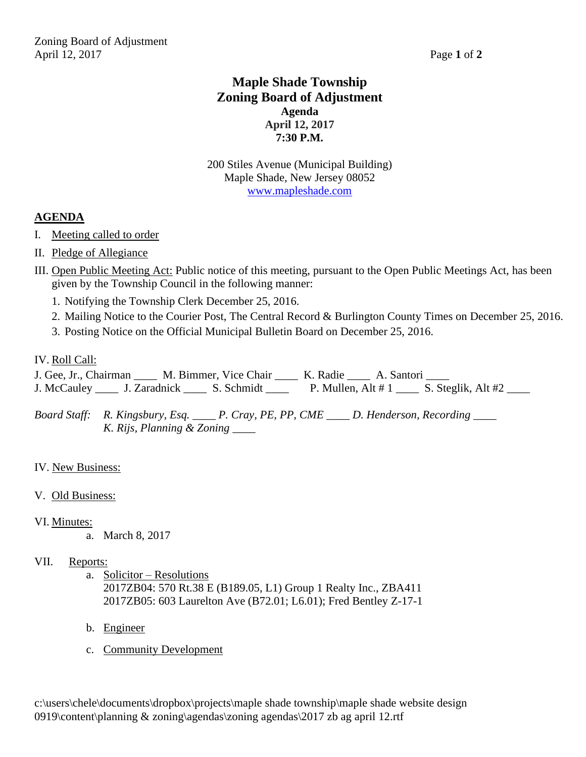# Maple Shade Township
## Zoning Board of Adjustment
### Agenda
### April 12, 2017
### 7:30 P.M.

200 Stiles Avenue (Municipal Building)
Maple Shade, New Jersey 08052
www.mapleshade.com

## AGENDA

I. Meeting called to order

II. Pledge of Allegiance

III. Open Public Meeting Act: Public notice of this meeting, pursuant to the Open Public Meetings Act, has been given by the Township Council in the following manner:

1. Notifying the Township Clerk December 25, 2016.
2. Mailing Notice to the Courier Post, The Central Record & Burlington County Times on December 25, 2016.
3. Posting Notice on the Official Municipal Bulletin Board on December 25, 2016.

IV. Roll Call:

J. Gee, Jr., Chairman ____ M. Bimmer, Vice Chair ____ K. Radie ____ A. Santori ____
J. McCauley ____ J. Zaradnick ____ S. Schmidt ____ P. Mullen, Alt # 1 ____ S. Steglik, Alt #2 ____

*Board Staff: R. Kingsbury, Esq. ____ P. Cray, PE, PP, CME ____ D. Henderson, Recording ____*
*K. Rijs, Planning & Zoning ____*

IV. New Business:

V. Old Business:

VI. Minutes:

a. March 8, 2017

VII. Reports:

a. Solicitor – Resolutions
2017ZB04: 570 Rt.38 E (B189.05, L1) Group 1 Realty Inc., ZBA411
2017ZB05: 603 Laurelton Ave (B72.01; L6.01); Fred Bentley Z-17-1

b. Engineer

c. Community Development

c:\users\chele\documents\dropbox\projects\maple shade township\maple shade website design 0919\content\planning & zoning\agendas\zoning agendas\2017 zb ag april 12.rtf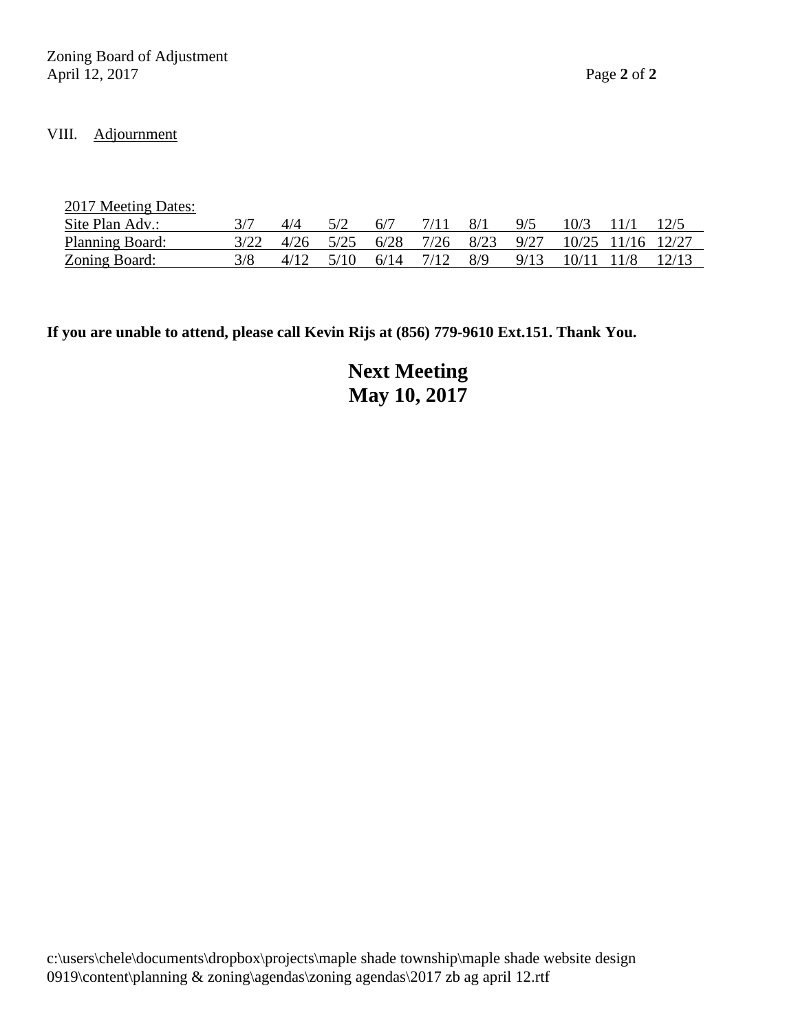VIII. Adjournment

| 2017 Meeting Dates: | | | | | | | | | | |
|---|---|---|---|---|---|---|---|---|---|---|
| Site Plan Adv.: | 3/7 | 4/4 | 5/2 | 6/7 | 7/11 | 8/1 | 9/5 | 10/3 | 11/1 | 12/5 |
| Planning Board: | 3/22 | 4/26 | 5/25 | 6/28 | 7/26 | 8/23 | 9/27 | 10/25 | 11/16 | 12/27 |
| Zoning Board: | 3/8 | 4/12 | 5/10 | 6/14 | 7/12 | 8/9 | 9/13 | 10/11 | 11/8 | 12/13 |

**If you are unable to attend, please call Kevin Rijs at (856) 779-9610 Ext.151. Thank You.**

**Next Meeting**
**May 10, 2017**

c:\users\chele\documents\dropbox\projects\maple shade township\maple shade website design 0919\content\planning & zoning\agendas\zoning agendas\2017 zb ag april 12.rtf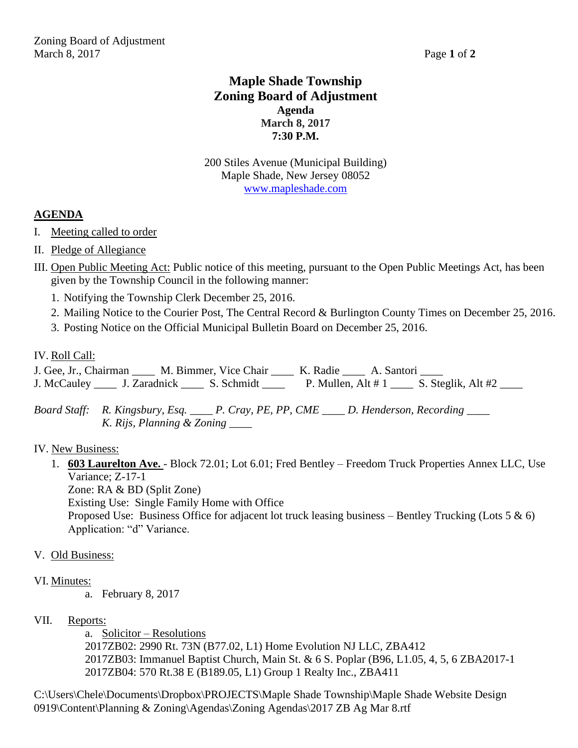# Maple Shade Township
# Zoning Board of Adjustment
### Agenda
### March 8, 2017
### 7:30 P.M.

200 Stiles Avenue (Municipal Building)
Maple Shade, New Jersey 08052
www.mapleshade.com

## AGENDA

I. Meeting called to order

II. Pledge of Allegiance

III. Open Public Meeting Act: Public notice of this meeting, pursuant to the Open Public Meetings Act, has been given by the Township Council in the following manner:

1. Notifying the Township Clerk December 25, 2016.
2. Mailing Notice to the Courier Post, The Central Record & Burlington County Times on December 25, 2016.
3. Posting Notice on the Official Municipal Bulletin Board on December 25, 2016.

IV. Roll Call:

J. Gee, Jr., Chairman ____ M. Bimmer, Vice Chair ____ K. Radie ____ A. Santori ____
J. McCauley ____ J. Zaradnick ____ S. Schmidt ____ P. Mullen, Alt # 1 ____ S. Steglik, Alt #2 ____

*Board Staff: R. Kingsbury, Esq. ____ P. Cray, PE, PP, CME ____ D. Henderson, Recording ____*
*K. Rijs, Planning & Zoning ____*

IV. New Business:

1. **603 Laurelton Ave.** - Block 72.01; Lot 6.01; Fred Bentley – Freedom Truck Properties Annex LLC, Use Variance; Z-17-1
   Zone: RA & BD (Split Zone)
   Existing Use: Single Family Home with Office
   Proposed Use: Business Office for adjacent lot truck leasing business – Bentley Trucking (Lots 5 & 6)
   Application: "d" Variance.

V. Old Business:

VI. Minutes:

a. February 8, 2017

VII. Reports:

a. Solicitor – Resolutions
2017ZB02: 2990 Rt. 73N (B77.02, L1) Home Evolution NJ LLC, ZBA412
2017ZB03: Immanuel Baptist Church, Main St. & 6 S. Poplar (B96, L1.05, 4, 5, 6 ZBA2017-1
2017ZB04: 570 Rt.38 E (B189.05, L1) Group 1 Realty Inc., ZBA411

C:\Users\Chele\Documents\Dropbox\PROJECTS\Maple Shade Township\Maple Shade Website Design 0919\Content\Planning & Zoning\Agendas\Zoning Agendas\2017 ZB Ag Mar 8.rtf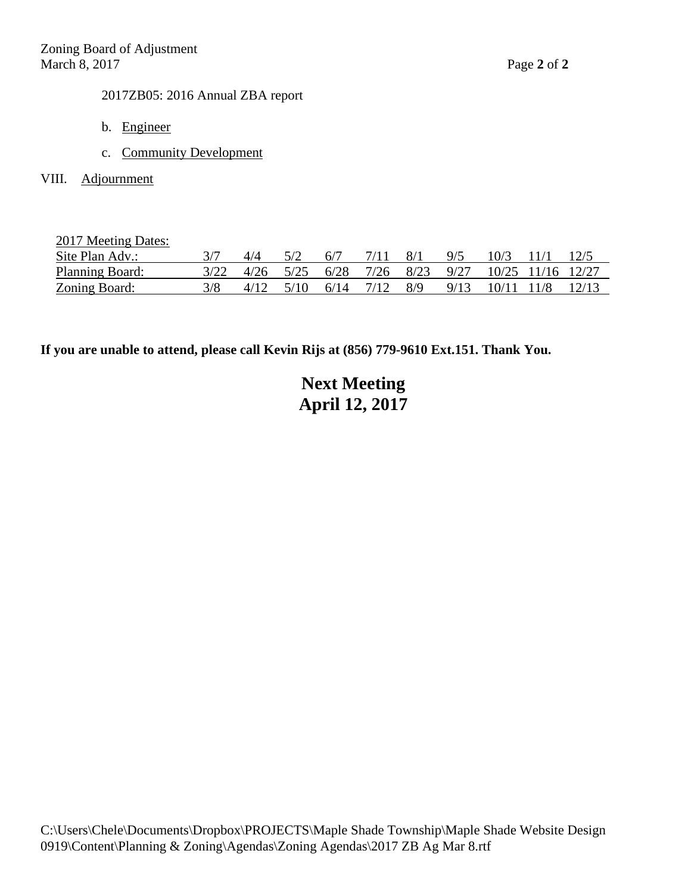2017ZB05: 2016 Annual ZBA report

b. Engineer

c. Community Development

VIII. Adjournment

| 2017 Meeting Dates: | | | | | | | | | | |
|---|---|---|---|---|---|---|---|---|---|---|
| Site Plan Adv.: | 3/7 | 4/4 | 5/2 | 6/7 | 7/11 | 8/1 | 9/5 | 10/3 | 11/1 | 12/5 |
| Planning Board: | 3/22 | 4/26 | 5/25 | 6/28 | 7/26 | 8/23 | 9/27 | 10/25 | 11/16 | 12/27 |
| Zoning Board: | 3/8 | 4/12 | 5/10 | 6/14 | 7/12 | 8/9 | 9/13 | 10/11 | 11/8 | 12/13 |

**If you are unable to attend, please call Kevin Rijs at (856) 779-9610 Ext.151. Thank You.**

**Next Meeting**
**April 12, 2017**

C:\Users\Chele\Documents\Dropbox\PROJECTS\Maple Shade Township\Maple Shade Website Design 0919\Content\Planning & Zoning\Agendas\Zoning Agendas\2017 ZB Ag Mar 8.rtf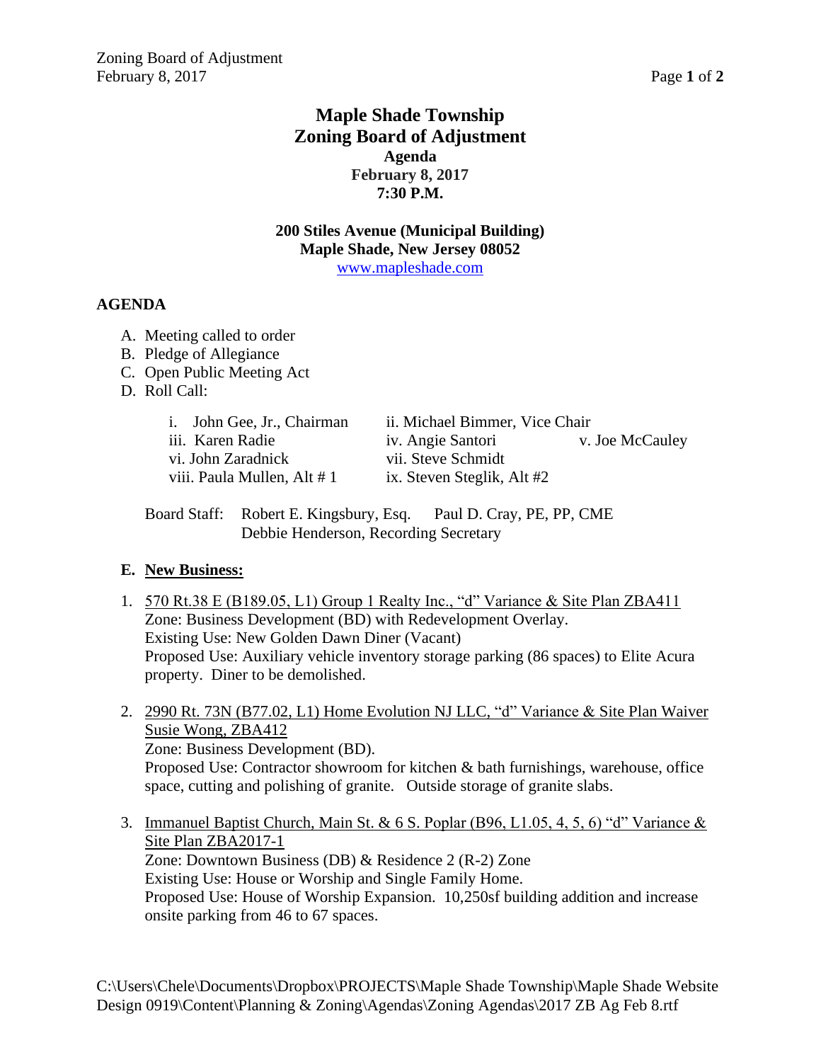# Maple Shade Township
# Zoning Board of Adjustment

**Agenda**
**February 8, 2017**
**7:30 P.M.**

**200 Stiles Avenue (Municipal Building)**
**Maple Shade, New Jersey 08052**
www.mapleshade.com

## AGENDA

A. Meeting called to order
B. Pledge of Allegiance
C. Open Public Meeting Act
D. Roll Call:

i. John Gee, Jr., Chairman
ii. Michael Bimmer, Vice Chair
iii. Karen Radie
iv. Angie Santori
v. Joe McCauley
vi. John Zaradnick
vii. Steve Schmidt
viii. Paula Mullen, Alt # 1
ix. Steven Steglik, Alt #2

Board Staff: Robert E. Kingsbury, Esq. Paul D. Cray, PE, PP, CME
Debbie Henderson, Recording Secretary

**E. New Business:**

1. 570 Rt.38 E (B189.05, L1) Group 1 Realty Inc., "d" Variance & Site Plan ZBA411
   Zone: Business Development (BD) with Redevelopment Overlay.
   Existing Use: New Golden Dawn Diner (Vacant)
   Proposed Use: Auxiliary vehicle inventory storage parking (86 spaces) to Elite Acura property. Diner to be demolished.

2. 2990 Rt. 73N (B77.02, L1) Home Evolution NJ LLC, "d" Variance & Site Plan Waiver Susie Wong, ZBA412
   Zone: Business Development (BD).
   Proposed Use: Contractor showroom for kitchen & bath furnishings, warehouse, office space, cutting and polishing of granite. Outside storage of granite slabs.

3. Immanuel Baptist Church, Main St. & 6 S. Poplar (B96, L1.05, 4, 5, 6) "d" Variance & Site Plan ZBA2017-1
   Zone: Downtown Business (DB) & Residence 2 (R-2) Zone
   Existing Use: House or Worship and Single Family Home.
   Proposed Use: House of Worship Expansion. 10,250sf building addition and increase onsite parking from 46 to 67 spaces.

C:\Users\Chele\Documents\Dropbox\PROJECTS\Maple Shade Township\Maple Shade Website Design 0919\Content\Planning & Zoning\Agendas\Zoning Agendas\2017 ZB Ag Feb 8.rtf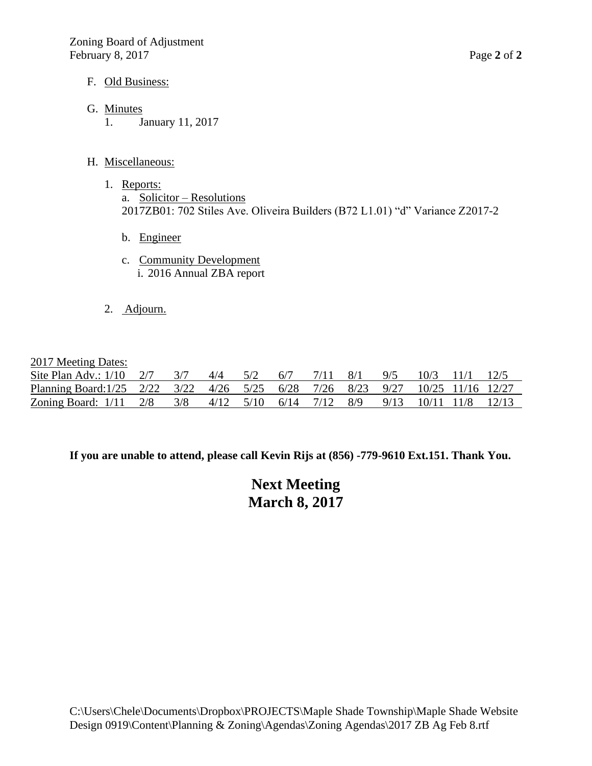F. Old Business:

G. Minutes
   1. January 11, 2017

H. Miscellaneous:

   1. Reports:
      a. Solicitor – Resolutions
      2017ZB01: 702 Stiles Ave. Oliveira Builders (B72 L1.01) "d" Variance Z2017-2

      b. Engineer

      c. Community Development
         i. 2016 Annual ZBA report

   2. Adjourn.

2017 Meeting Dates:

| | | | | | | | | | | | |
|---|---|---|---|---|---|---|---|---|---|---|---|
| Site Plan Adv.: 1/10 | 2/7 | 3/7 | 4/4 | 5/2 | 6/7 | 7/11 | 8/1 | 9/5 | 10/3 | 11/1 | 12/5 |
| Planning Board:1/25 | 2/22 | 3/22 | 4/26 | 5/25 | 6/28 | 7/26 | 8/23 | 9/27 | 10/25 | 11/16 | 12/27 |
| Zoning Board: 1/11 | 2/8 | 3/8 | 4/12 | 5/10 | 6/14 | 7/12 | 8/9 | 9/13 | 10/11 | 11/8 | 12/13 |

**If you are unable to attend, please call Kevin Rijs at (856) -779-9610 Ext.151. Thank You.**

**Next Meeting**
**March 8, 2017**

C:\Users\Chele\Documents\Dropbox\PROJECTS\Maple Shade Township\Maple Shade Website Design 0919\Content\Planning & Zoning\Agendas\Zoning Agendas\2017 ZB Ag Feb 8.rtf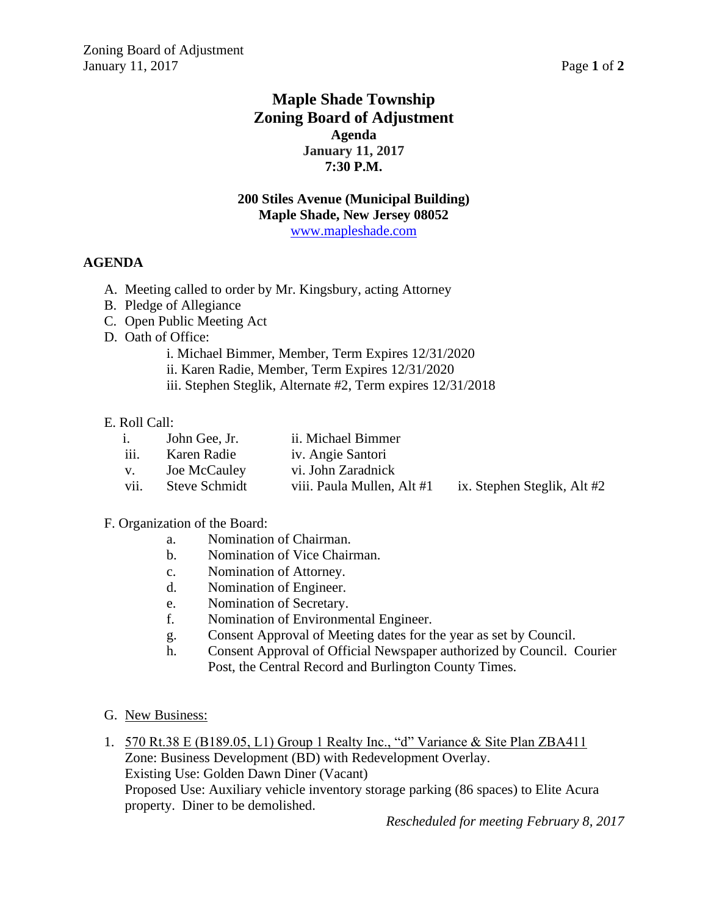# Maple Shade Township
# Zoning Board of Adjustment

**Agenda**
**January 11, 2017**
**7:30 P.M.**

**200 Stiles Avenue (Municipal Building)**
**Maple Shade, New Jersey 08052**
www.mapleshade.com

## AGENDA

A. Meeting called to order by Mr. Kingsbury, acting Attorney
B. Pledge of Allegiance
C. Open Public Meeting Act
D. Oath of Office:
   i. Michael Bimmer, Member, Term Expires 12/31/2020
   ii. Karen Radie, Member, Term Expires 12/31/2020
   iii. Stephen Steglik, Alternate #2, Term expires 12/31/2018

E. Roll Call:

| | | | |
|---|---|---|---|
| i. | John Gee, Jr. | ii. Michael Bimmer | |
| iii. | Karen Radie | iv. Angie Santori | |
| v. | Joe McCauley | vi. John Zaradnick | |
| vii. | Steve Schmidt | viii. Paula Mullen, Alt #1 | ix. Stephen Steglik, Alt #2 |

F. Organization of the Board:
   a. Nomination of Chairman.
   b. Nomination of Vice Chairman.
   c. Nomination of Attorney.
   d. Nomination of Engineer.
   e. Nomination of Secretary.
   f. Nomination of Environmental Engineer.
   g. Consent Approval of Meeting dates for the year as set by Council.
   h. Consent Approval of Official Newspaper authorized by Council. Courier Post, the Central Record and Burlington County Times.

G. New Business:

1. 570 Rt.38 E (B189.05, L1) Group 1 Realty Inc., "d" Variance & Site Plan ZBA411
   Zone: Business Development (BD) with Redevelopment Overlay.
   Existing Use: Golden Dawn Diner (Vacant)
   Proposed Use: Auxiliary vehicle inventory storage parking (86 spaces) to Elite Acura property. Diner to be demolished.
   *Rescheduled for meeting February 8, 2017*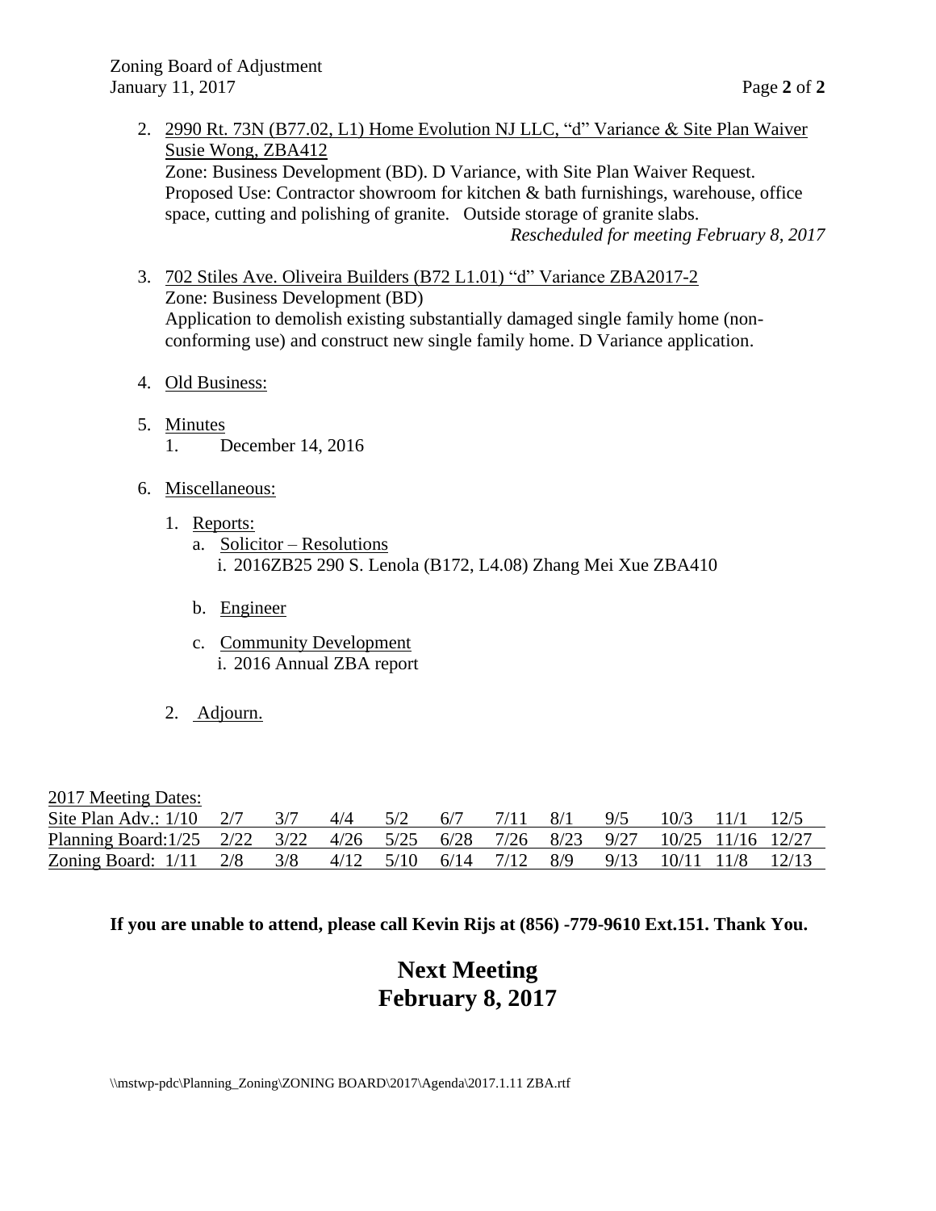2. 2990 Rt. 73N (B77.02, L1) Home Evolution NJ LLC, "d" Variance & Site Plan Waiver Susie Wong, ZBA412
   Zone: Business Development (BD). D Variance, with Site Plan Waiver Request. Proposed Use: Contractor showroom for kitchen & bath furnishings, warehouse, office space, cutting and polishing of granite. Outside storage of granite slabs.
   *Rescheduled for meeting February 8, 2017*

3. 702 Stiles Ave. Oliveira Builders (B72 L1.01) "d" Variance ZBA2017-2
   Zone: Business Development (BD)
   Application to demolish existing substantially damaged single family home (non-conforming use) and construct new single family home. D Variance application.

4. Old Business:

5. Minutes
   1. December 14, 2016

6. Miscellaneous:

   1. Reports:
      a. Solicitor – Resolutions
         i. 2016ZB25 290 S. Lenola (B172, L4.08) Zhang Mei Xue ZBA410

      b. Engineer

      c. Community Development
         i. 2016 Annual ZBA report

   2. Adjourn.

2017 Meeting Dates:

| | | | | | | | | | | | |
|---|---|---|---|---|---|---|---|---|---|---|---|
| Site Plan Adv.: 1/10 | 2/7 | 3/7 | 4/4 | 5/2 | 6/7 | 7/11 | 8/1 | 9/5 | 10/3 | 11/1 | 12/5 |
| Planning Board:1/25 | 2/22 | 3/22 | 4/26 | 5/25 | 6/28 | 7/26 | 8/23 | 9/27 | 10/25 | 11/16 | 12/27 |
| Zoning Board: 1/11 | 2/8 | 3/8 | 4/12 | 5/10 | 6/14 | 7/12 | 8/9 | 9/13 | 10/11 | 11/8 | 12/13 |

**If you are unable to attend, please call Kevin Rijs at (856) -779-9610 Ext.151. Thank You.**

# Next Meeting
# February 8, 2017

\\mstwp-pdc\Planning_Zoning\ZONING BOARD\2017\Agenda\2017.1.11 ZBA.rtf